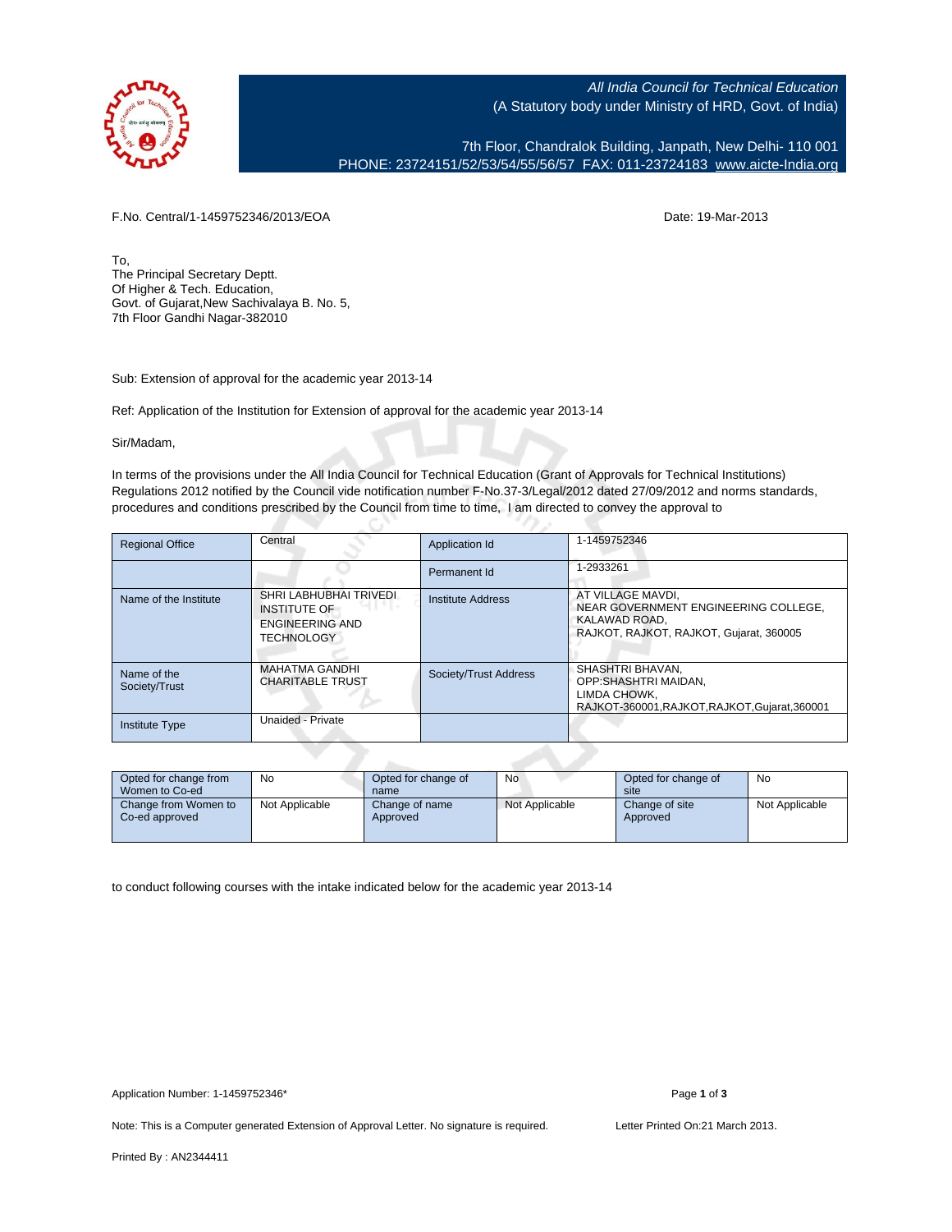All India Council for Technical Education
(A Statutory body under Ministry of HRD, Govt. of India)

7th Floor, Chandralok Building, Janpath, New Delhi- 110 001
PHONE: 23724151/52/53/54/55/56/57 FAX: 011-23724183 www.aicte-India.org

F.No. Central/1-1459752346/2013/EOA

Date: 19-Mar-2013

To,
The Principal Secretary Deptt.
Of Higher & Tech. Education,
Govt. of Gujarat,New Sachivalaya B. No. 5,
7th Floor Gandhi Nagar-382010

Sub: Extension of approval for the academic year 2013-14

Ref: Application of the Institution for Extension of approval for the academic year 2013-14

Sir/Madam,

In terms of the provisions under the All India Council for Technical Education (Grant of Approvals for Technical Institutions) Regulations 2012 notified by the Council vide notification number F-No.37-3/Legal/2012 dated 27/09/2012 and norms standards, procedures and conditions prescribed by the Council from time to time, I am directed to convey the approval to

| Regional Office | Central | Application Id | 1-1459752346 |
|---|---|---|---|
| | | Permanent Id | 1-2933261 |
| Name of the Institute | SHRI LABHUBHAI TRIVEDI INSTITUTE OF ENGINEERING AND TECHNOLOGY | Institute Address | AT VILLAGE MAVDI, NEAR GOVERNMENT ENGINEERING COLLEGE, KALAWAD ROAD, RAJKOT, RAJKOT, RAJKOT, Gujarat, 360005 |
| Name of the Society/Trust | MAHATMA GANDHI CHARITABLE TRUST | Society/Trust Address | SHASHTRI BHAVAN, OPP:SHASHTRI MAIDAN, LIMDA CHOWK, RAJKOT-360001,RAJKOT,RAJKOT,Gujarat,360001 |
| Institute Type | Unaided - Private | | |

| Opted for change from Women to Co-ed | No | Opted for change of name | No | Opted for change of site | No |
|---|---|---|---|---|---|
| Change from Women to Co-ed approved | Not Applicable | Change of name Approved | Not Applicable | Change of site Approved | Not Applicable |

to conduct following courses with the intake indicated below for the academic year 2013-14

Application Number: 1-1459752346*

Note: This is a Computer generated Extension of Approval Letter. No signature is required.

Letter Printed On:21 March 2013.

Printed By : AN2344411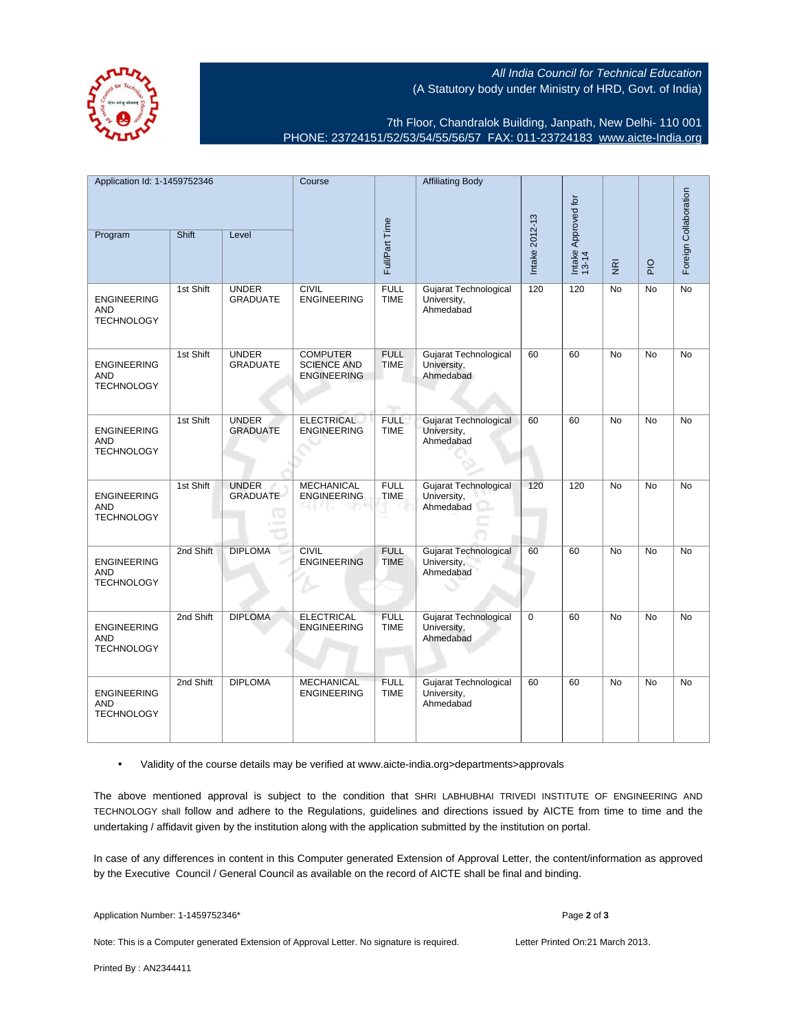All India Council for Technical Education
(A Statutory body under Ministry of HRD, Govt. of India)

7th Floor, Chandralok Building, Janpath, New Delhi- 110 001
PHONE: 23724151/52/53/54/55/56/57 FAX: 011-23724183 www.aicte-India.org

| Application Id: 1-1459752346 | | | Course | Full/Part Time | Affiliating Body | Intake 2012-13 | Intake Approved for 13-14 | NRI | PIO | Foreign Collaboration |
|---|---|---|---|---|---|---|---|---|---|---|
| Program | Shift | Level | | | | | | | | |
| ENGINEERING AND TECHNOLOGY | 1st Shift | UNDER GRADUATE | CIVIL ENGINEERING | FULL TIME | Gujarat Technological University, Ahmedabad | 120 | 120 | No | No | No |
| ENGINEERING AND TECHNOLOGY | 1st Shift | UNDER GRADUATE | COMPUTER SCIENCE AND ENGINEERING | FULL TIME | Gujarat Technological University, Ahmedabad | 60 | 60 | No | No | No |
| ENGINEERING AND TECHNOLOGY | 1st Shift | UNDER GRADUATE | ELECTRICAL ENGINEERING | FULL TIME | Gujarat Technological University, Ahmedabad | 60 | 60 | No | No | No |
| ENGINEERING AND TECHNOLOGY | 1st Shift | UNDER GRADUATE | MECHANICAL ENGINEERING | FULL TIME | Gujarat Technological University, Ahmedabad | 120 | 120 | No | No | No |
| ENGINEERING AND TECHNOLOGY | 2nd Shift | DIPLOMA | CIVIL ENGINEERING | FULL TIME | Gujarat Technological University, Ahmedabad | 60 | 60 | No | No | No |
| ENGINEERING AND TECHNOLOGY | 2nd Shift | DIPLOMA | ELECTRICAL ENGINEERING | FULL TIME | Gujarat Technological University, Ahmedabad | 0 | 60 | No | No | No |
| ENGINEERING AND TECHNOLOGY | 2nd Shift | DIPLOMA | MECHANICAL ENGINEERING | FULL TIME | Gujarat Technological University, Ahmedabad | 60 | 60 | No | No | No |

- Validity of the course details may be verified at www.aicte-india.org>departments>approvals

The above mentioned approval is subject to the condition that SHRI LABHUBHAI TRIVEDI INSTITUTE OF ENGINEERING AND TECHNOLOGY shall follow and adhere to the Regulations, guidelines and directions issued by AICTE from time to time and the undertaking / affidavit given by the institution along with the application submitted by the institution on portal.

In case of any differences in content in this Computer generated Extension of Approval Letter, the content/information as approved by the Executive Council / General Council as available on the record of AICTE shall be final and binding.

Application Number: 1-1459752346*

Note: This is a Computer generated Extension of Approval Letter. No signature is required.

Letter Printed On:21 March 2013.

Printed By : AN2344411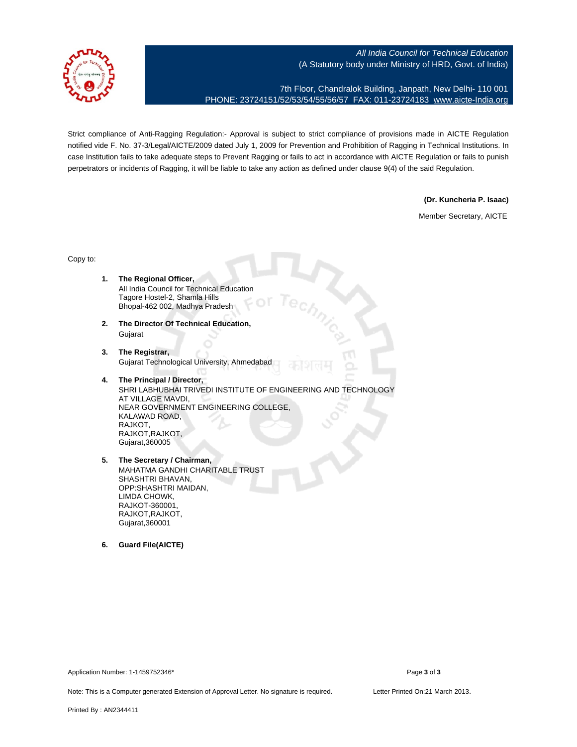Strict compliance of Anti-Ragging Regulation:- Approval is subject to strict compliance of provisions made in AICTE Regulation notified vide F. No. 37-3/Legal/AICTE/2009 dated July 1, 2009 for Prevention and Prohibition of Ragging in Technical Institutions. In case Institution fails to take adequate steps to Prevent Ragging or fails to act in accordance with AICTE Regulation or fails to punish perpetrators or incidents of Ragging, it will be liable to take any action as defined under clause 9(4) of the said Regulation.

**(Dr. Kuncheria P. Isaac)**

Member Secretary, AICTE

Copy to:

1. **The Regional Officer,**
   All India Council for Technical Education
   Tagore Hostel-2, Shamla Hills
   Bhopal-462 002, Madhya Pradesh

2. **The Director Of Technical Education,**
   Gujarat

3. **The Registrar,**
   Gujarat Technological University, Ahmedabad

4. **The Principal / Director,**
   SHRI LABHUBHAI TRIVEDI INSTITUTE OF ENGINEERING AND TECHNOLOGY
   AT VILLAGE MAVDI,
   NEAR GOVERNMENT ENGINEERING COLLEGE,
   KALAWAD ROAD,
   RAJKOT,
   RAJKOT,RAJKOT,
   Gujarat,360005

5. **The Secretary / Chairman,**
   MAHATMA GANDHI CHARITABLE TRUST
   SHASHTRI BHAVAN,
   OPP:SHASHTRI MAIDAN,
   LIMDA CHOWK,
   RAJKOT-360001,
   RAJKOT,RAJKOT,
   Gujarat,360001

6. **Guard File(AICTE)**

Application Number: 1-1459752346*

Note: This is a Computer generated Extension of Approval Letter. No signature is required.

Letter Printed On:21 March 2013.

Printed By : AN2344411